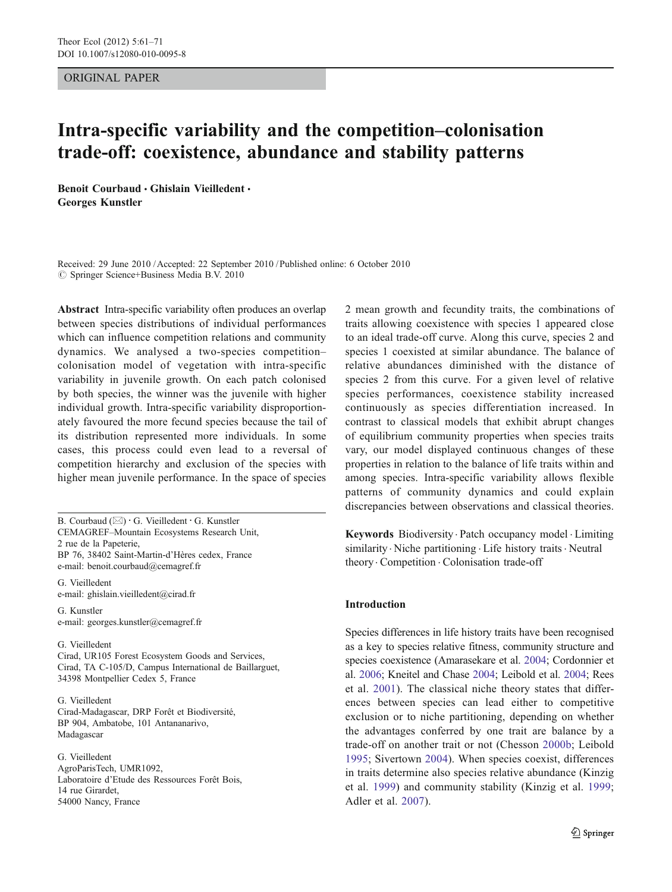ORIGINAL PAPER

# Intra-specific variability and the competition–colonisation trade-off: coexistence, abundance and stability patterns

**Benoit Courbaud · Ghislain Vieilledent · Georges Kunstler**

Received: 29 June 2010 / Accepted: 22 September 2010 / Published online: 6 October 2010
© Springer Science+Business Media B.V. 2010

**Abstract** Intra-specific variability often produces an overlap between species distributions of individual performances which can influence competition relations and community dynamics. We analysed a two-species competition–colonisation model of vegetation with intra-specific variability in juvenile growth. On each patch colonised by both species, the winner was the juvenile with higher individual growth. Intra-specific variability disproportionately favoured the more fecund species because the tail of its distribution represented more individuals. In some cases, this process could even lead to a reversal of competition hierarchy and exclusion of the species with higher mean juvenile performance. In the space of species 2 mean growth and fecundity traits, the combinations of traits allowing coexistence with species 1 appeared close to an ideal trade-off curve. Along this curve, species 2 and species 1 coexisted at similar abundance. The balance of relative abundances diminished with the distance of species 2 from this curve. For a given level of relative species performances, coexistence stability increased continuously as species differentiation increased. In contrast to classical models that exhibit abrupt changes of equilibrium community properties when species traits vary, our model displayed continuous changes of these properties in relation to the balance of life traits within and among species. Intra-specific variability allows flexible patterns of community dynamics and could explain discrepancies between observations and classical theories.

**Keywords** Biodiversity · Patch occupancy model · Limiting similarity · Niche partitioning · Life history traits · Neutral theory · Competition · Colonisation trade-off

B. Courbaud (✉) · G. Vieilledent · G. Kunstler
CEMAGREF–Mountain Ecosystems Research Unit,
2 rue de la Papeterie,
BP 76, 38402 Saint-Martin-d'Hères cedex, France
e-mail: benoit.courbaud@cemagref.fr

G. Vieilledent
e-mail: ghislain.vieilledent@cirad.fr

G. Kunstler
e-mail: georges.kunstler@cemagref.fr

G. Vieilledent
Cirad, UR105 Forest Ecosystem Goods and Services,
Cirad, TA C-105/D, Campus International de Baillarguet,
34398 Montpellier Cedex 5, France

G. Vieilledent
Cirad-Madagascar, DRP Forêt et Biodiversité,
BP 904, Ambatobe, 101 Antananarivo,
Madagascar

G. Vieilledent
AgroParisTech, UMR1092,
Laboratoire d'Etude des Ressources Forêt Bois,
14 rue Girardet,
54000 Nancy, France

## Introduction

Species differences in life history traits have been recognised as a key to species relative fitness, community structure and species coexistence (Amarasekare et al. 2004; Cordonnier et al. 2006; Kneitel and Chase 2004; Leibold et al. 2004; Rees et al. 2001). The classical niche theory states that differences between species can lead either to competitive exclusion or to niche partitioning, depending on whether the advantages conferred by one trait are balance by a trade-off on another trait or not (Chesson 2000b; Leibold 1995; Sivertown 2004). When species coexist, differences in traits determine also species relative abundance (Kinzig et al. 1999) and community stability (Kinzig et al. 1999; Adler et al. 2007).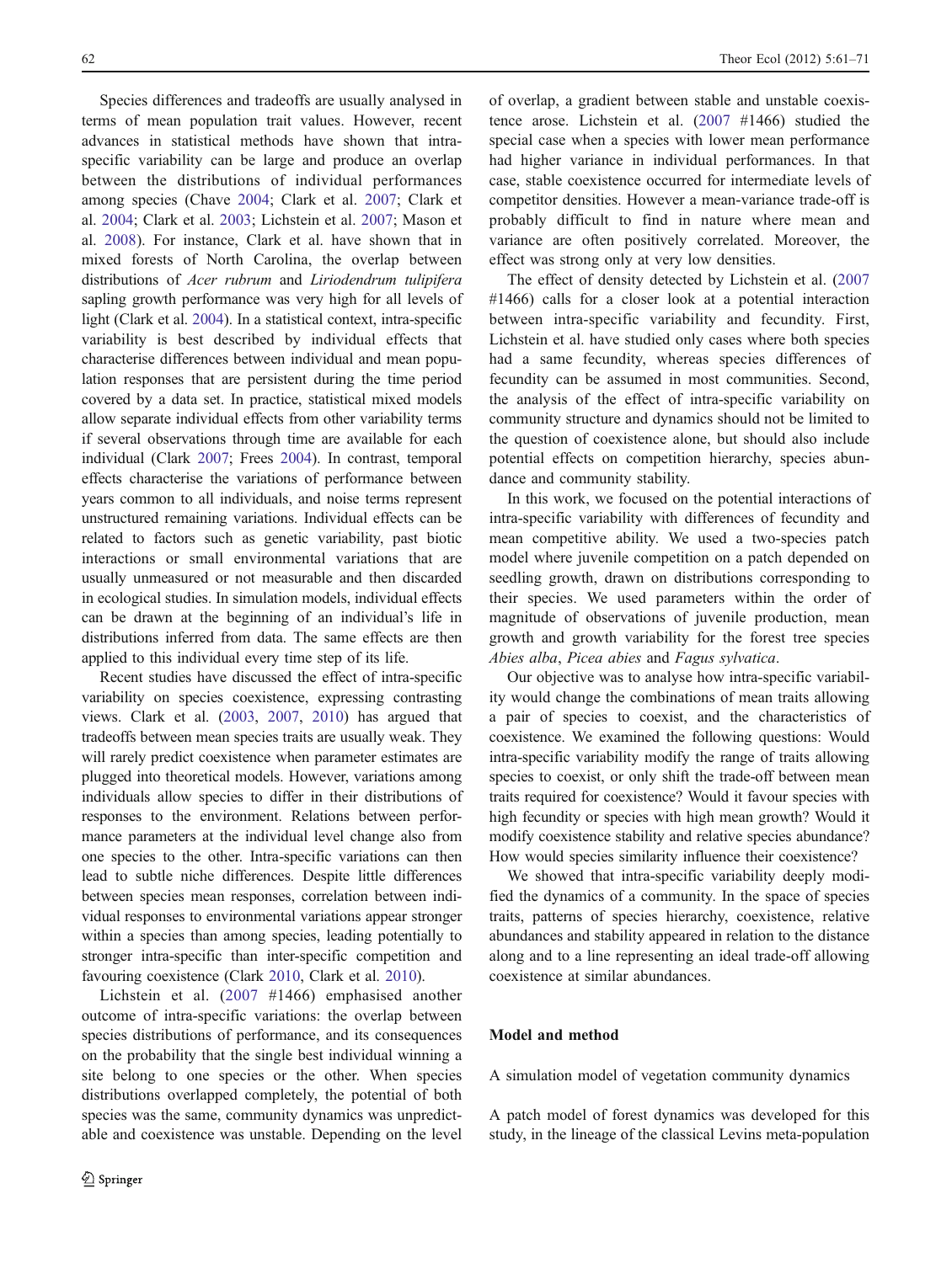Species differences and tradeoffs are usually analysed in terms of mean population trait values. However, recent advances in statistical methods have shown that intra-specific variability can be large and produce an overlap between the distributions of individual performances among species (Chave 2004; Clark et al. 2007; Clark et al. 2004; Clark et al. 2003; Lichstein et al. 2007; Mason et al. 2008). For instance, Clark et al. have shown that in mixed forests of North Carolina, the overlap between distributions of *Acer rubrum* and *Liriodendrum tulipifera* sapling growth performance was very high for all levels of light (Clark et al. 2004). In a statistical context, intra-specific variability is best described by individual effects that characterise differences between individual and mean population responses that are persistent during the time period covered by a data set. In practice, statistical mixed models allow separate individual effects from other variability terms if several observations through time are available for each individual (Clark 2007; Frees 2004). In contrast, temporal effects characterise the variations of performance between years common to all individuals, and noise terms represent unstructured remaining variations. Individual effects can be related to factors such as genetic variability, past biotic interactions or small environmental variations that are usually unmeasured or not measurable and then discarded in ecological studies. In simulation models, individual effects can be drawn at the beginning of an individual's life in distributions inferred from data. The same effects are then applied to this individual every time step of its life.

Recent studies have discussed the effect of intra-specific variability on species coexistence, expressing contrasting views. Clark et al. (2003, 2007, 2010) has argued that tradeoffs between mean species traits are usually weak. They will rarely predict coexistence when parameter estimates are plugged into theoretical models. However, variations among individuals allow species to differ in their distributions of responses to the environment. Relations between performance parameters at the individual level change also from one species to the other. Intra-specific variations can then lead to subtle niche differences. Despite little differences between species mean responses, correlation between individual responses to environmental variations appear stronger within a species than among species, leading potentially to stronger intra-specific than inter-specific competition and favouring coexistence (Clark 2010, Clark et al. 2010).

Lichstein et al. (2007 #1466) emphasised another outcome of intra-specific variations: the overlap between species distributions of performance, and its consequences on the probability that the single best individual winning a site belong to one species or the other. When species distributions overlapped completely, the potential of both species was the same, community dynamics was unpredictable and coexistence was unstable. Depending on the level of overlap, a gradient between stable and unstable coexistence arose. Lichstein et al. (2007 #1466) studied the special case when a species with lower mean performance had higher variance in individual performances. In that case, stable coexistence occurred for intermediate levels of competitor densities. However a mean-variance trade-off is probably difficult to find in nature where mean and variance are often positively correlated. Moreover, the effect was strong only at very low densities.

The effect of density detected by Lichstein et al. (2007 #1466) calls for a closer look at a potential interaction between intra-specific variability and fecundity. First, Lichstein et al. have studied only cases where both species had a same fecundity, whereas species differences of fecundity can be assumed in most communities. Second, the analysis of the effect of intra-specific variability on community structure and dynamics should not be limited to the question of coexistence alone, but should also include potential effects on competition hierarchy, species abundance and community stability.

In this work, we focused on the potential interactions of intra-specific variability with differences of fecundity and mean competitive ability. We used a two-species patch model where juvenile competition on a patch depended on seedling growth, drawn on distributions corresponding to their species. We used parameters within the order of magnitude of observations of juvenile production, mean growth and growth variability for the forest tree species *Abies alba*, *Picea abies* and *Fagus sylvatica*.

Our objective was to analyse how intra-specific variability would change the combinations of mean traits allowing a pair of species to coexist, and the characteristics of coexistence. We examined the following questions: Would intra-specific variability modify the range of traits allowing species to coexist, or only shift the trade-off between mean traits required for coexistence? Would it favour species with high fecundity or species with high mean growth? Would it modify coexistence stability and relative species abundance? How would species similarity influence their coexistence?

We showed that intra-specific variability deeply modified the dynamics of a community. In the space of species traits, patterns of species hierarchy, coexistence, relative abundances and stability appeared in relation to the distance along and to a line representing an ideal trade-off allowing coexistence at similar abundances.

## Model and method

### A simulation model of vegetation community dynamics

A patch model of forest dynamics was developed for this study, in the lineage of the classical Levins meta-population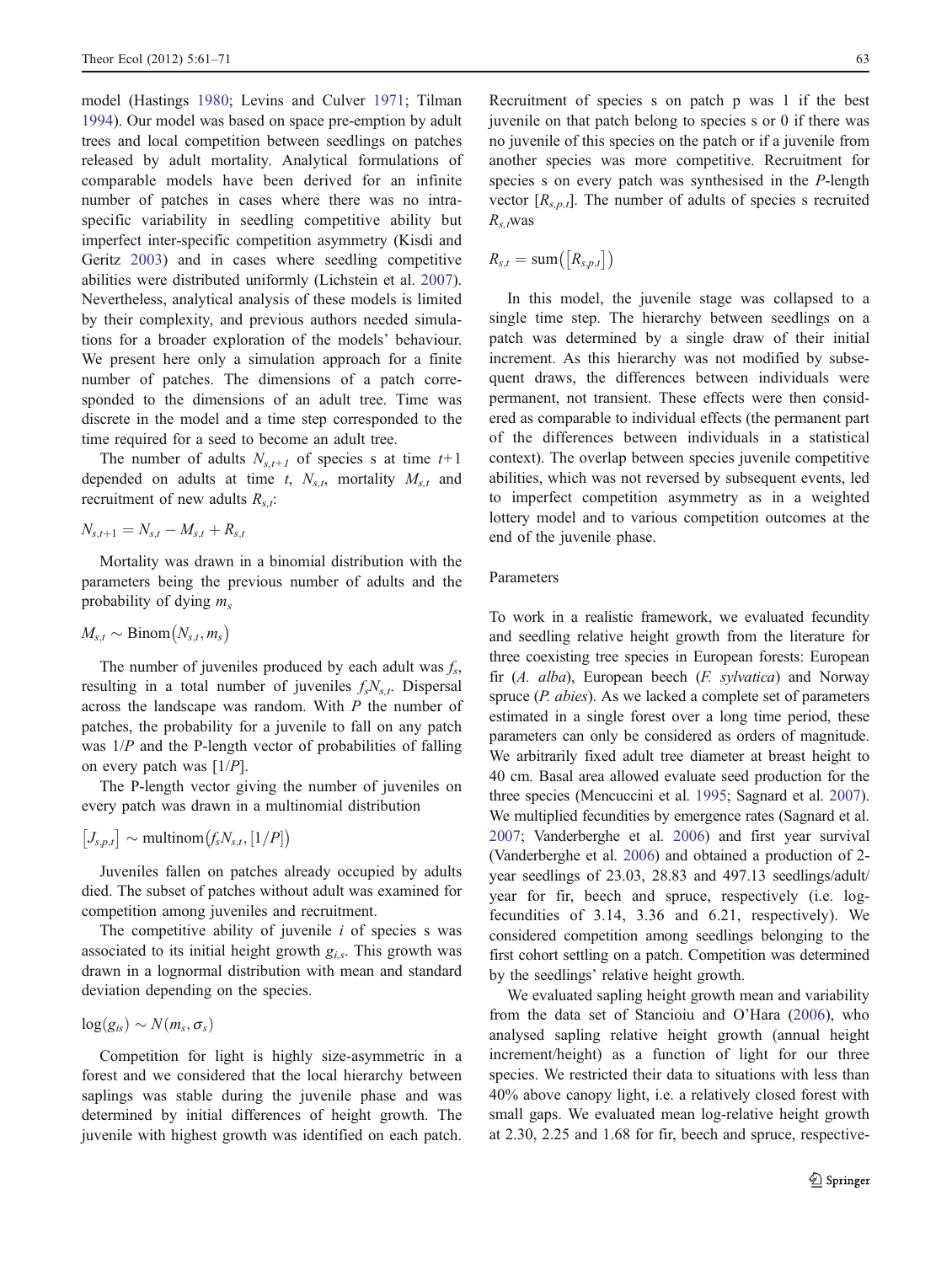model (Hastings 1980; Levins and Culver 1971; Tilman 1994). Our model was based on space pre-emption by adult trees and local competition between seedlings on patches released by adult mortality. Analytical formulations of comparable models have been derived for an infinite number of patches in cases where there was no intra-specific variability in seedling competitive ability but imperfect inter-specific competition asymmetry (Kisdi and Geritz 2003) and in cases where seedling competitive abilities were distributed uniformly (Lichstein et al. 2007). Nevertheless, analytical analysis of these models is limited by their complexity, and previous authors needed simulations for a broader exploration of the models' behaviour. We present here only a simulation approach for a finite number of patches. The dimensions of a patch corresponded to the dimensions of an adult tree. Time was discrete in the model and a time step corresponded to the time required for a seed to become an adult tree.

The number of adults $N_{s,t+1}$ of species s at time $t$+1 depended on adults at time $t$, $N_{s,t}$, mortality $M_{s,t}$ and recruitment of new adults $R_{s,t}$:

$$N_{s,t+1} = N_{s,t} - M_{s,t} + R_{s,t}$$

Mortality was drawn in a binomial distribution with the parameters being the previous number of adults and the probability of dying $m_s$

$$M_{s,t} \sim \mathrm{Binom}(N_{s,t}, m_s)$$

The number of juveniles produced by each adult was $f_s$, resulting in a total number of juveniles $f_s N_{s,t}$. Dispersal across the landscape was random. With $P$ the number of patches, the probability for a juvenile to fall on any patch was $1/P$ and the P-length vector of probabilities of falling on every patch was $[1/P]$.

The P-length vector giving the number of juveniles on every patch was drawn in a multinomial distribution

$$[J_{s,p,t}] \sim \mathrm{multinom}(f_s N_{s,t}, [1/P])$$

Juveniles fallen on patches already occupied by adults died. The subset of patches without adult was examined for competition among juveniles and recruitment.

The competitive ability of juvenile $i$ of species s was associated to its initial height growth $g_{i,s}$. This growth was drawn in a lognormal distribution with mean and standard deviation depending on the species.

$$\log(g_{is}) \sim N(m_s, \sigma_s)$$

Competition for light is highly size-asymmetric in a forest and we considered that the local hierarchy between saplings was stable during the juvenile phase and was determined by initial differences of height growth. The juvenile with highest growth was identified on each patch. Recruitment of species s on patch p was 1 if the best juvenile on that patch belong to species s or 0 if there was no juvenile of this species on the patch or if a juvenile from another species was more competitive. Recruitment for species s on every patch was synthesised in the $P$-length vector $[R_{s,p,t}]$. The number of adults of species s recruited $R_{s,t}$ was

$$R_{s,t} = \mathrm{sum}([R_{s,p,t}])$$

In this model, the juvenile stage was collapsed to a single time step. The hierarchy between seedlings on a patch was determined by a single draw of their initial increment. As this hierarchy was not modified by subsequent draws, the differences between individuals were permanent, not transient. These effects were then considered as comparable to individual effects (the permanent part of the differences between individuals in a statistical context). The overlap between species juvenile competitive abilities, which was not reversed by subsequent events, led to imperfect competition asymmetry as in a weighted lottery model and to various competition outcomes at the end of the juvenile phase.

## Parameters

To work in a realistic framework, we evaluated fecundity and seedling relative height growth from the literature for three coexisting tree species in European forests: European fir (*A. alba*), European beech (*F. sylvatica*) and Norway spruce (*P. abies*). As we lacked a complete set of parameters estimated in a single forest over a long time period, these parameters can only be considered as orders of magnitude. We arbitrarily fixed adult tree diameter at breast height to 40 cm. Basal area allowed evaluate seed production for the three species (Mencuccini et al. 1995; Sagnard et al. 2007). We multiplied fecundities by emergence rates (Sagnard et al. 2007; Vanderberghe et al. 2006) and first year survival (Vanderberghe et al. 2006) and obtained a production of 2-year seedlings of 23.03, 28.83 and 497.13 seedlings/adult/year for fir, beech and spruce, respectively (i.e. log-fecundities of 3.14, 3.36 and 6.21, respectively). We considered competition among seedlings belonging to the first cohort settling on a patch. Competition was determined by the seedlings' relative height growth.

We evaluated sapling height growth mean and variability from the data set of Stancioiu and O'Hara (2006), who analysed sapling relative height growth (annual height increment/height) as a function of light for our three species. We restricted their data to situations with less than 40% above canopy light, i.e. a relatively closed forest with small gaps. We evaluated mean log-relative height growth at 2.30, 2.25 and 1.68 for fir, beech and spruce, respective-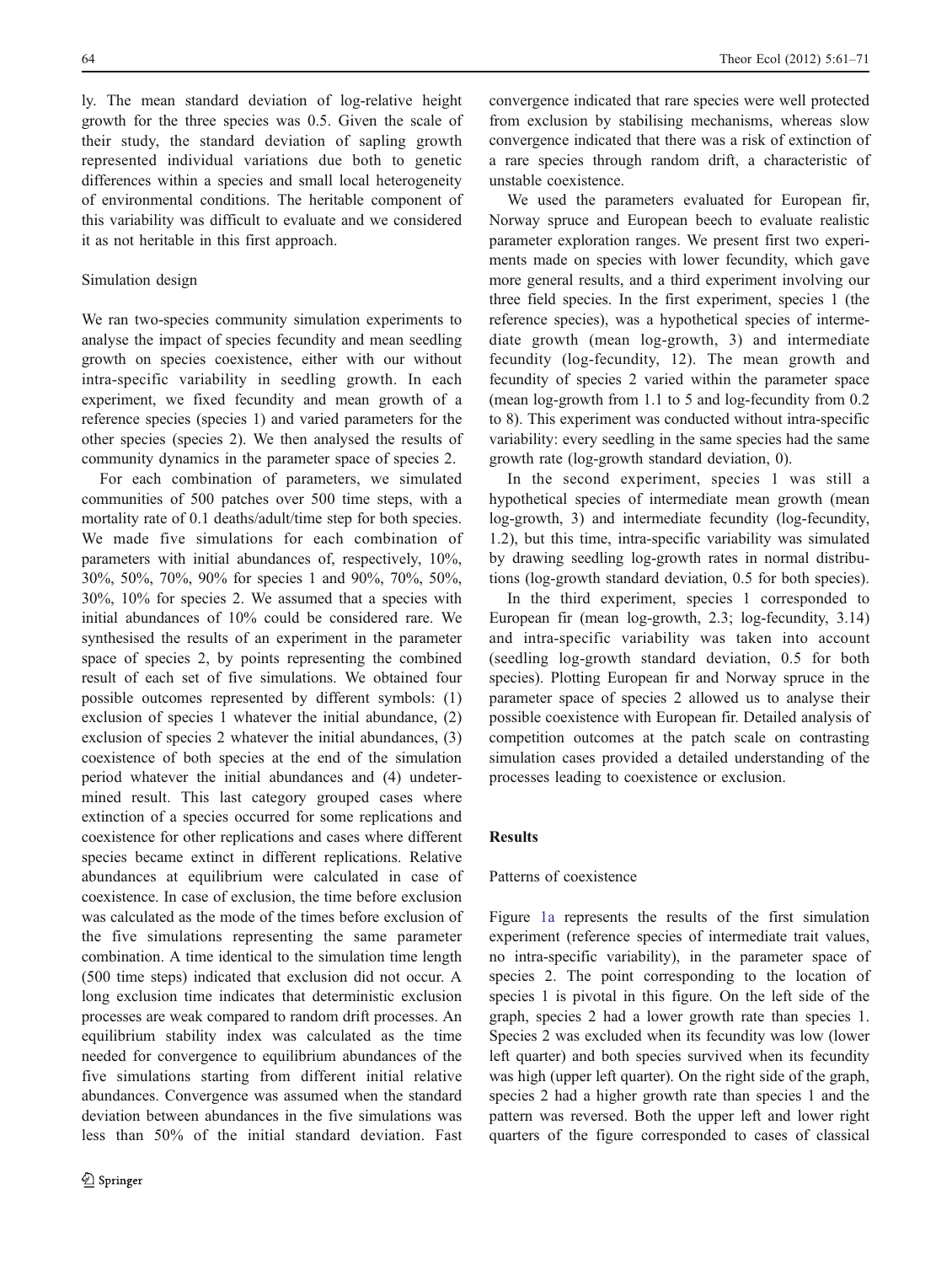ly. The mean standard deviation of log-relative height growth for the three species was 0.5. Given the scale of their study, the standard deviation of sapling growth represented individual variations due both to genetic differences within a species and small local heterogeneity of environmental conditions. The heritable component of this variability was difficult to evaluate and we considered it as not heritable in this first approach.

### Simulation design

We ran two-species community simulation experiments to analyse the impact of species fecundity and mean seedling growth on species coexistence, either with our without intra-specific variability in seedling growth. In each experiment, we fixed fecundity and mean growth of a reference species (species 1) and varied parameters for the other species (species 2). We then analysed the results of community dynamics in the parameter space of species 2.

For each combination of parameters, we simulated communities of 500 patches over 500 time steps, with a mortality rate of 0.1 deaths/adult/time step for both species. We made five simulations for each combination of parameters with initial abundances of, respectively, 10%, 30%, 50%, 70%, 90% for species 1 and 90%, 70%, 50%, 30%, 10% for species 2. We assumed that a species with initial abundances of 10% could be considered rare. We synthesised the results of an experiment in the parameter space of species 2, by points representing the combined result of each set of five simulations. We obtained four possible outcomes represented by different symbols: (1) exclusion of species 1 whatever the initial abundance, (2) exclusion of species 2 whatever the initial abundances, (3) coexistence of both species at the end of the simulation period whatever the initial abundances and (4) undetermined result. This last category grouped cases where extinction of a species occurred for some replications and coexistence for other replications and cases where different species became extinct in different replications. Relative abundances at equilibrium were calculated in case of coexistence. In case of exclusion, the time before exclusion was calculated as the mode of the times before exclusion of the five simulations representing the same parameter combination. A time identical to the simulation time length (500 time steps) indicated that exclusion did not occur. A long exclusion time indicates that deterministic exclusion processes are weak compared to random drift processes. An equilibrium stability index was calculated as the time needed for convergence to equilibrium abundances of the five simulations starting from different initial relative abundances. Convergence was assumed when the standard deviation between abundances in the five simulations was less than 50% of the initial standard deviation. Fast convergence indicated that rare species were well protected from exclusion by stabilising mechanisms, whereas slow convergence indicated that there was a risk of extinction of a rare species through random drift, a characteristic of unstable coexistence.

We used the parameters evaluated for European fir, Norway spruce and European beech to evaluate realistic parameter exploration ranges. We present first two experiments made on species with lower fecundity, which gave more general results, and a third experiment involving our three field species. In the first experiment, species 1 (the reference species), was a hypothetical species of intermediate growth (mean log-growth, 3) and intermediate fecundity (log-fecundity, 12). The mean growth and fecundity of species 2 varied within the parameter space (mean log-growth from 1.1 to 5 and log-fecundity from 0.2 to 8). This experiment was conducted without intra-specific variability: every seedling in the same species had the same growth rate (log-growth standard deviation, 0).

In the second experiment, species 1 was still a hypothetical species of intermediate mean growth (mean log-growth, 3) and intermediate fecundity (log-fecundity, 1.2), but this time, intra-specific variability was simulated by drawing seedling log-growth rates in normal distributions (log-growth standard deviation, 0.5 for both species).

In the third experiment, species 1 corresponded to European fir (mean log-growth, 2.3; log-fecundity, 3.14) and intra-specific variability was taken into account (seedling log-growth standard deviation, 0.5 for both species). Plotting European fir and Norway spruce in the parameter space of species 2 allowed us to analyse their possible coexistence with European fir. Detailed analysis of competition outcomes at the patch scale on contrasting simulation cases provided a detailed understanding of the processes leading to coexistence or exclusion.

## Results

### Patterns of coexistence

Figure 1a represents the results of the first simulation experiment (reference species of intermediate trait values, no intra-specific variability), in the parameter space of species 2. The point corresponding to the location of species 1 is pivotal in this figure. On the left side of the graph, species 2 had a lower growth rate than species 1. Species 2 was excluded when its fecundity was low (lower left quarter) and both species survived when its fecundity was high (upper left quarter). On the right side of the graph, species 2 had a higher growth rate than species 1 and the pattern was reversed. Both the upper left and lower right quarters of the figure corresponded to cases of classical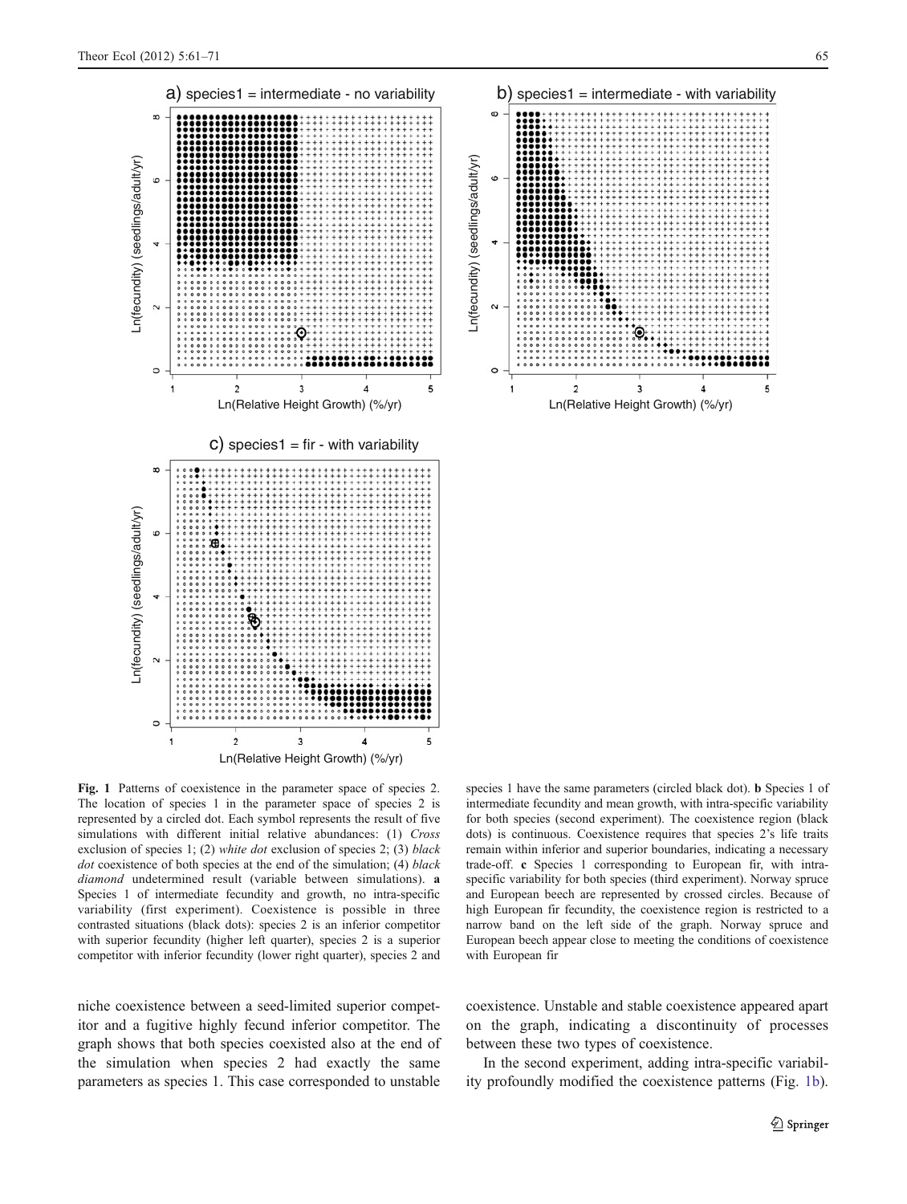Fig. 1 Patterns of coexistence in the parameter space of species 2. The location of species 1 in the parameter space of species 2 is represented by a circled dot. Each symbol represents the result of five simulations with different initial relative abundances: (1) *Cross* exclusion of species 1; (2) *white dot* exclusion of species 2; (3) *black dot* coexistence of both species at the end of the simulation; (4) *black diamond* undetermined result (variable between simulations). **a** Species 1 of intermediate fecundity and growth, no intra-specific variability (first experiment). Coexistence is possible in three contrasted situations (black dots): species 2 is an inferior competitor with superior fecundity (higher left quarter), species 2 is a superior competitor with inferior fecundity (lower right quarter), species 2 and species 1 have the same parameters (circled black dot). **b** Species 1 of intermediate fecundity and mean growth, with intra-specific variability for both species (second experiment). The coexistence region (black dots) is continuous. Coexistence requires that species 2's life traits remain within inferior and superior boundaries, indicating a necessary trade-off. **c** Species 1 corresponding to European fir, with intra-specific variability for both species (third experiment). Norway spruce and European beech are represented by crossed circles. Because of high European fir fecundity, the coexistence region is restricted to a narrow band on the left side of the graph. Norway spruce and European beech appear close to meeting the conditions of coexistence with European fir

niche coexistence between a seed-limited superior competitor and a fugitive highly fecund inferior competitor. The graph shows that both species coexisted also at the end of the simulation when species 2 had exactly the same parameters as species 1. This case corresponded to unstable coexistence. Unstable and stable coexistence appeared apart on the graph, indicating a discontinuity of processes between these two types of coexistence.

In the second experiment, adding intra-specific variability profoundly modified the coexistence patterns (Fig. 1b).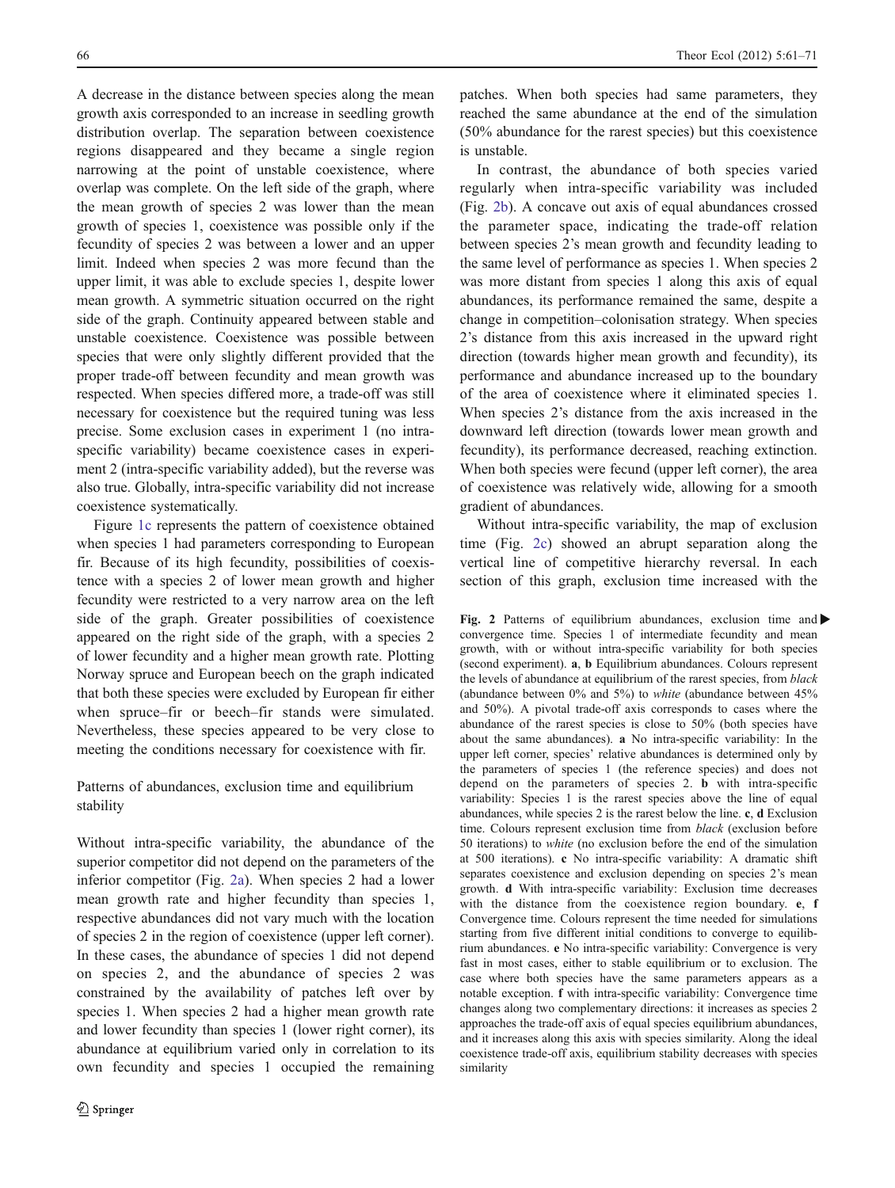A decrease in the distance between species along the mean growth axis corresponded to an increase in seedling growth distribution overlap. The separation between coexistence regions disappeared and they became a single region narrowing at the point of unstable coexistence, where overlap was complete. On the left side of the graph, where the mean growth of species 2 was lower than the mean growth of species 1, coexistence was possible only if the fecundity of species 2 was between a lower and an upper limit. Indeed when species 2 was more fecund than the upper limit, it was able to exclude species 1, despite lower mean growth. A symmetric situation occurred on the right side of the graph. Continuity appeared between stable and unstable coexistence. Coexistence was possible between species that were only slightly different provided that the proper trade-off between fecundity and mean growth was respected. When species differed more, a trade-off was still necessary for coexistence but the required tuning was less precise. Some exclusion cases in experiment 1 (no intra-specific variability) became coexistence cases in experiment 2 (intra-specific variability added), but the reverse was also true. Globally, intra-specific variability did not increase coexistence systematically.

Figure 1c represents the pattern of coexistence obtained when species 1 had parameters corresponding to European fir. Because of its high fecundity, possibilities of coexistence with a species 2 of lower mean growth and higher fecundity were restricted to a very narrow area on the left side of the graph. Greater possibilities of coexistence appeared on the right side of the graph, with a species 2 of lower fecundity and a higher mean growth rate. Plotting Norway spruce and European beech on the graph indicated that both these species were excluded by European fir either when spruce–fir or beech–fir stands were simulated. Nevertheless, these species appeared to be very close to meeting the conditions necessary for coexistence with fir.

## Patterns of abundances, exclusion time and equilibrium stability

Without intra-specific variability, the abundance of the superior competitor did not depend on the parameters of the inferior competitor (Fig. 2a). When species 2 had a lower mean growth rate and higher fecundity than species 1, respective abundances did not vary much with the location of species 2 in the region of coexistence (upper left corner). In these cases, the abundance of species 1 did not depend on species 2, and the abundance of species 2 was constrained by the availability of patches left over by species 1. When species 2 had a higher mean growth rate and lower fecundity than species 1 (lower right corner), its abundance at equilibrium varied only in correlation to its own fecundity and species 1 occupied the remaining patches. When both species had same parameters, they reached the same abundance at the end of the simulation (50% abundance for the rarest species) but this coexistence is unstable.

In contrast, the abundance of both species varied regularly when intra-specific variability was included (Fig. 2b). A concave out axis of equal abundances crossed the parameter space, indicating the trade-off relation between species 2's mean growth and fecundity leading to the same level of performance as species 1. When species 2 was more distant from species 1 along this axis of equal abundances, its performance remained the same, despite a change in competition–colonisation strategy. When species 2's distance from this axis increased in the upward right direction (towards higher mean growth and fecundity), its performance and abundance increased up to the boundary of the area of coexistence where it eliminated species 1. When species 2's distance from the axis increased in the downward left direction (towards lower mean growth and fecundity), its performance decreased, reaching extinction. When both species were fecund (upper left corner), the area of coexistence was relatively wide, allowing for a smooth gradient of abundances.

Without intra-specific variability, the map of exclusion time (Fig. 2c) showed an abrupt separation along the vertical line of competitive hierarchy reversal. In each section of this graph, exclusion time increased with the

**Fig. 2** Patterns of equilibrium abundances, exclusion time and convergence time. Species 1 of intermediate fecundity and mean growth, with or without intra-specific variability for both species (second experiment). **a**, **b** Equilibrium abundances. Colours represent the levels of abundance at equilibrium of the rarest species, from *black* (abundance between 0% and 5%) to *white* (abundance between 45% and 50%). A pivotal trade-off axis corresponds to cases where the abundance of the rarest species is close to 50% (both species have about the same abundances). **a** No intra-specific variability: In the upper left corner, species' relative abundances is determined only by the parameters of species 1 (the reference species) and does not depend on the parameters of species 2. **b** with intra-specific variability: Species 1 is the rarest species above the line of equal abundances, while species 2 is the rarest below the line. **c**, **d** Exclusion time. Colours represent exclusion time from *black* (exclusion before 50 iterations) to *white* (no exclusion before the end of the simulation at 500 iterations). **c** No intra-specific variability: A dramatic shift separates coexistence and exclusion depending on species 2's mean growth. **d** With intra-specific variability: Exclusion time decreases with the distance from the coexistence region boundary. **e**, **f** Convergence time. Colours represent the time needed for simulations starting from five different initial conditions to converge to equilibrium abundances. **e** No intra-specific variability: Convergence is very fast in most cases, either to stable equilibrium or to exclusion. The case where both species have the same parameters appears as a notable exception. **f** with intra-specific variability: Convergence time changes along two complementary directions: it increases as species 2 approaches the trade-off axis of equal species equilibrium abundances, and it increases along this axis with species similarity. Along the ideal coexistence trade-off axis, equilibrium stability decreases with species similarity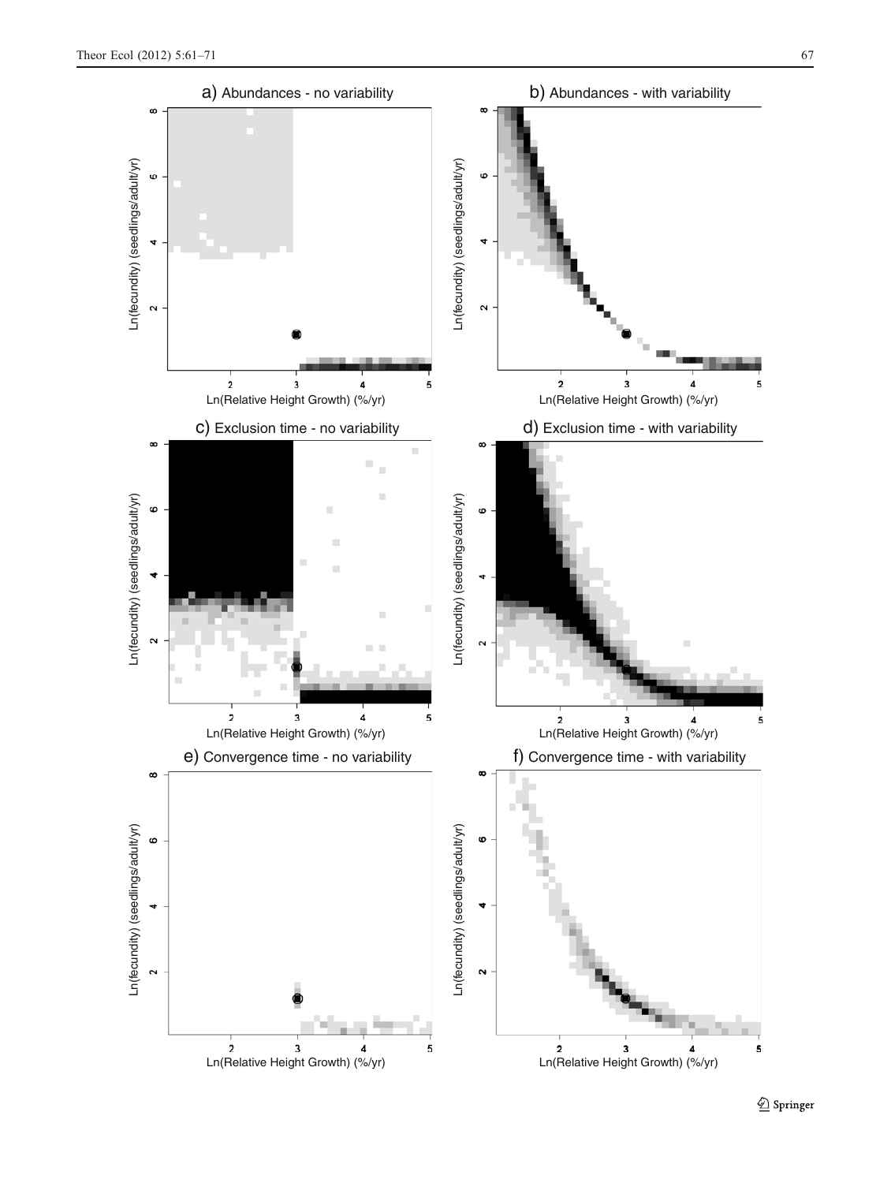a) Abundances - no variability

b) Abundances - with variability

c) Exclusion time - no variability

d) Exclusion time - with variability

e) Convergence time - no variability

f) Convergence time - with variability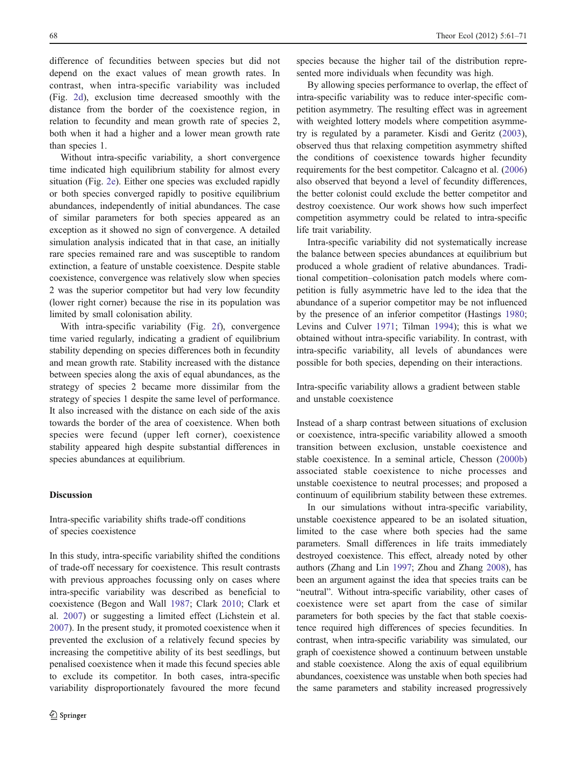difference of fecundities between species but did not depend on the exact values of mean growth rates. In contrast, when intra-specific variability was included (Fig. 2d), exclusion time decreased smoothly with the distance from the border of the coexistence region, in relation to fecundity and mean growth rate of species 2, both when it had a higher and a lower mean growth rate than species 1.

Without intra-specific variability, a short convergence time indicated high equilibrium stability for almost every situation (Fig. 2e). Either one species was excluded rapidly or both species converged rapidly to positive equilibrium abundances, independently of initial abundances. The case of similar parameters for both species appeared as an exception as it showed no sign of convergence. A detailed simulation analysis indicated that in that case, an initially rare species remained rare and was susceptible to random extinction, a feature of unstable coexistence. Despite stable coexistence, convergence was relatively slow when species 2 was the superior competitor but had very low fecundity (lower right corner) because the rise in its population was limited by small colonisation ability.

With intra-specific variability (Fig. 2f), convergence time varied regularly, indicating a gradient of equilibrium stability depending on species differences both in fecundity and mean growth rate. Stability increased with the distance between species along the axis of equal abundances, as the strategy of species 2 became more dissimilar from the strategy of species 1 despite the same level of performance. It also increased with the distance on each side of the axis towards the border of the area of coexistence. When both species were fecund (upper left corner), coexistence stability appeared high despite substantial differences in species abundances at equilibrium.

## Discussion

### Intra-specific variability shifts trade-off conditions of species coexistence

In this study, intra-specific variability shifted the conditions of trade-off necessary for coexistence. This result contrasts with previous approaches focussing only on cases where intra-specific variability was described as beneficial to coexistence (Begon and Wall 1987; Clark 2010; Clark et al. 2007) or suggesting a limited effect (Lichstein et al. 2007). In the present study, it promoted coexistence when it prevented the exclusion of a relatively fecund species by increasing the competitive ability of its best seedlings, but penalised coexistence when it made this fecund species able to exclude its competitor. In both cases, intra-specific variability disproportionately favoured the more fecund species because the higher tail of the distribution represented more individuals when fecundity was high.

By allowing species performance to overlap, the effect of intra-specific variability was to reduce inter-specific competition asymmetry. The resulting effect was in agreement with weighted lottery models where competition asymmetry is regulated by a parameter. Kisdi and Geritz (2003), observed thus that relaxing competition asymmetry shifted the conditions of coexistence towards higher fecundity requirements for the best competitor. Calcagno et al. (2006) also observed that beyond a level of fecundity differences, the better colonist could exclude the better competitor and destroy coexistence. Our work shows how such imperfect competition asymmetry could be related to intra-specific life trait variability.

Intra-specific variability did not systematically increase the balance between species abundances at equilibrium but produced a whole gradient of relative abundances. Traditional competition–colonisation patch models where competition is fully asymmetric have led to the idea that the abundance of a superior competitor may be not influenced by the presence of an inferior competitor (Hastings 1980; Levins and Culver 1971; Tilman 1994); this is what we obtained without intra-specific variability. In contrast, with intra-specific variability, all levels of abundances were possible for both species, depending on their interactions.

### Intra-specific variability allows a gradient between stable and unstable coexistence

Instead of a sharp contrast between situations of exclusion or coexistence, intra-specific variability allowed a smooth transition between exclusion, unstable coexistence and stable coexistence. In a seminal article, Chesson (2000b) associated stable coexistence to niche processes and unstable coexistence to neutral processes; and proposed a continuum of equilibrium stability between these extremes.

In our simulations without intra-specific variability, unstable coexistence appeared to be an isolated situation, limited to the case where both species had the same parameters. Small differences in life traits immediately destroyed coexistence. This effect, already noted by other authors (Zhang and Lin 1997; Zhou and Zhang 2008), has been an argument against the idea that species traits can be "neutral". Without intra-specific variability, other cases of coexistence were set apart from the case of similar parameters for both species by the fact that stable coexistence required high differences of species fecundities. In contrast, when intra-specific variability was simulated, our graph of coexistence showed a continuum between unstable and stable coexistence. Along the axis of equal equilibrium abundances, coexistence was unstable when both species had the same parameters and stability increased progressively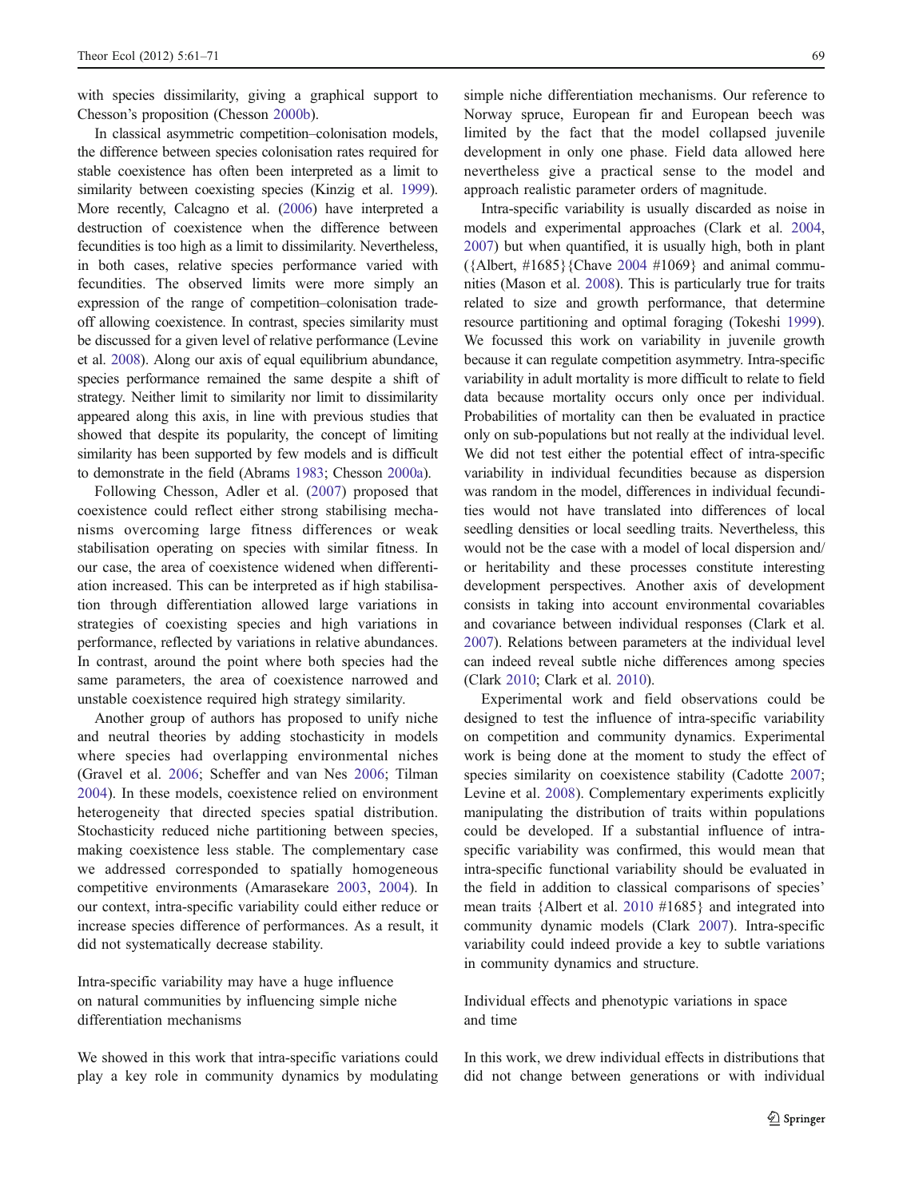with species dissimilarity, giving a graphical support to Chesson's proposition (Chesson 2000b).

In classical asymmetric competition–colonisation models, the difference between species colonisation rates required for stable coexistence has often been interpreted as a limit to similarity between coexisting species (Kinzig et al. 1999). More recently, Calcagno et al. (2006) have interpreted a destruction of coexistence when the difference between fecundities is too high as a limit to dissimilarity. Nevertheless, in both cases, relative species performance varied with fecundities. The observed limits were more simply an expression of the range of competition–colonisation trade-off allowing coexistence. In contrast, species similarity must be discussed for a given level of relative performance (Levine et al. 2008). Along our axis of equal equilibrium abundance, species performance remained the same despite a shift of strategy. Neither limit to similarity nor limit to dissimilarity appeared along this axis, in line with previous studies that showed that despite its popularity, the concept of limiting similarity has been supported by few models and is difficult to demonstrate in the field (Abrams 1983; Chesson 2000a).

Following Chesson, Adler et al. (2007) proposed that coexistence could reflect either strong stabilising mechanisms overcoming large fitness differences or weak stabilisation operating on species with similar fitness. In our case, the area of coexistence widened when differentiation increased. This can be interpreted as if high stabilisation through differentiation allowed large variations in strategies of coexisting species and high variations in performance, reflected by variations in relative abundances. In contrast, around the point where both species had the same parameters, the area of coexistence narrowed and unstable coexistence required high strategy similarity.

Another group of authors has proposed to unify niche and neutral theories by adding stochasticity in models where species had overlapping environmental niches (Gravel et al. 2006; Scheffer and van Nes 2006; Tilman 2004). In these models, coexistence relied on environment heterogeneity that directed species spatial distribution. Stochasticity reduced niche partitioning between species, making coexistence less stable. The complementary case we addressed corresponded to spatially homogeneous competitive environments (Amarasekare 2003, 2004). In our context, intra-specific variability could either reduce or increase species difference of performances. As a result, it did not systematically decrease stability.

## Intra-specific variability may have a huge influence on natural communities by influencing simple niche differentiation mechanisms

We showed in this work that intra-specific variations could play a key role in community dynamics by modulating simple niche differentiation mechanisms. Our reference to Norway spruce, European fir and European beech was limited by the fact that the model collapsed juvenile development in only one phase. Field data allowed here nevertheless give a practical sense to the model and approach realistic parameter orders of magnitude.

Intra-specific variability is usually discarded as noise in models and experimental approaches (Clark et al. 2004, 2007) but when quantified, it is usually high, both in plant ({Albert, #1685}{Chave 2004 #1069} and animal communities (Mason et al. 2008). This is particularly true for traits related to size and growth performance, that determine resource partitioning and optimal foraging (Tokeshi 1999). We focussed this work on variability in juvenile growth because it can regulate competition asymmetry. Intra-specific variability in adult mortality is more difficult to relate to field data because mortality occurs only once per individual. Probabilities of mortality can then be evaluated in practice only on sub-populations but not really at the individual level. We did not test either the potential effect of intra-specific variability in individual fecundities because as dispersion was random in the model, differences in individual fecundities would not have translated into differences of local seedling densities or local seedling traits. Nevertheless, this would not be the case with a model of local dispersion and/or heritability and these processes constitute interesting development perspectives. Another axis of development consists in taking into account environmental covariables and covariance between individual responses (Clark et al. 2007). Relations between parameters at the individual level can indeed reveal subtle niche differences among species (Clark 2010; Clark et al. 2010).

Experimental work and field observations could be designed to test the influence of intra-specific variability on competition and community dynamics. Experimental work is being done at the moment to study the effect of species similarity on coexistence stability (Cadotte 2007; Levine et al. 2008). Complementary experiments explicitly manipulating the distribution of traits within populations could be developed. If a substantial influence of intra-specific variability was confirmed, this would mean that intra-specific functional variability should be evaluated in the field in addition to classical comparisons of species' mean traits {Albert et al. 2010 #1685} and integrated into community dynamic models (Clark 2007). Intra-specific variability could indeed provide a key to subtle variations in community dynamics and structure.

## Individual effects and phenotypic variations in space and time

In this work, we drew individual effects in distributions that did not change between generations or with individual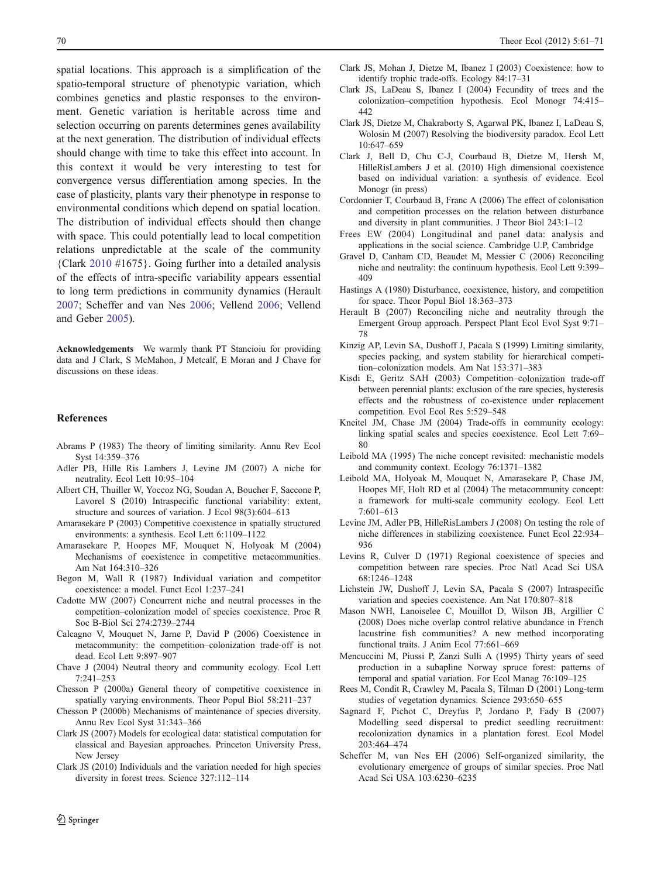spatial locations. This approach is a simplification of the spatio-temporal structure of phenotypic variation, which combines genetics and plastic responses to the environment. Genetic variation is heritable across time and selection occurring on parents determines genes availability at the next generation. The distribution of individual effects should change with time to take this effect into account. In this context it would be very interesting to test for convergence versus differentiation among species. In the case of plasticity, plants vary their phenotype in response to environmental conditions which depend on spatial location. The distribution of individual effects should then change with space. This could potentially lead to local competition relations unpredictable at the scale of the community {Clark 2010 #1675}. Going further into a detailed analysis of the effects of intra-specific variability appears essential to long term predictions in community dynamics (Herault 2007; Scheffer and van Nes 2006; Vellend 2006; Vellend and Geber 2005).

**Acknowledgements** We warmly thank PT Stancioiu for providing data and J Clark, S McMahon, J Metcalf, E Moran and J Chave for discussions on these ideas.

## References

Abrams P (1983) The theory of limiting similarity. Annu Rev Ecol Syst 14:359–376

Adler PB, Hille Ris Lambers J, Levine JM (2007) A niche for neutrality. Ecol Lett 10:95–104

Albert CH, Thuiller W, Yoccoz NG, Soudan A, Boucher F, Saccone P, Lavorel S (2010) Intraspecific functional variability: extent, structure and sources of variation. J Ecol 98(3):604–613

Amarasekare P (2003) Competitive coexistence in spatially structured environments: a synthesis. Ecol Lett 6:1109–1122

Amarasekare P, Hoopes MF, Mouquet N, Holyoak M (2004) Mechanisms of coexistence in competitive metacommunities. Am Nat 164:310–326

Begon M, Wall R (1987) Individual variation and competitor coexistence: a model. Funct Ecol 1:237–241

Cadotte MW (2007) Concurrent niche and neutral processes in the competition–colonization model of species coexistence. Proc R Soc B-Biol Sci 274:2739–2744

Calcagno V, Mouquet N, Jarne P, David P (2006) Coexistence in metacommunity: the competition–colonization trade-off is not dead. Ecol Lett 9:897–907

Chave J (2004) Neutral theory and community ecology. Ecol Lett 7:241–253

Chesson P (2000a) General theory of competitive coexistence in spatially varying environments. Theor Popul Biol 58:211–237

Chesson P (2000b) Mechanisms of maintenance of species diversity. Annu Rev Ecol Syst 31:343–366

Clark JS (2007) Models for ecological data: statistical computation for classical and Bayesian approaches. Princeton University Press, New Jersey

Clark JS (2010) Individuals and the variation needed for high species diversity in forest trees. Science 327:112–114

Clark JS, Mohan J, Dietze M, Ibanez I (2003) Coexistence: how to identify trophic trade-offs. Ecology 84:17–31

Clark JS, LaDeau S, Ibanez I (2004) Fecundity of trees and the colonization–competition hypothesis. Ecol Monogr 74:415–442

Clark JS, Dietze M, Chakraborty S, Agarwal PK, Ibanez I, LaDeau S, Wolosin M (2007) Resolving the biodiversity paradox. Ecol Lett 10:647–659

Clark J, Bell D, Chu C-J, Courbaud B, Dietze M, Hersh M, HilleRisLambers J et al. (2010) High dimensional coexistence based on individual variation: a synthesis of evidence. Ecol Monogr (in press)

Cordonnier T, Courbaud B, Franc A (2006) The effect of colonisation and competition processes on the relation between disturbance and diversity in plant communities. J Theor Biol 243:1–12

Frees EW (2004) Longitudinal and panel data: analysis and applications in the social science. Cambridge U.P, Cambridge

Gravel D, Canham CD, Beaudet M, Messier C (2006) Reconciling niche and neutrality: the continuum hypothesis. Ecol Lett 9:399–409

Hastings A (1980) Disturbance, coexistence, history, and competition for space. Theor Popul Biol 18:363–373

Herault B (2007) Reconciling niche and neutrality through the Emergent Group approach. Perspect Plant Ecol Evol Syst 9:71–78

Kinzig AP, Levin SA, Dushoff J, Pacala S (1999) Limiting similarity, species packing, and system stability for hierarchical competition–colonization models. Am Nat 153:371–383

Kisdi E, Geritz SAH (2003) Competition–colonization trade-off between perennial plants: exclusion of the rare species, hysteresis effects and the robustness of co-existence under replacement competition. Evol Ecol Res 5:529–548

Kneitel JM, Chase JM (2004) Trade-offs in community ecology: linking spatial scales and species coexistence. Ecol Lett 7:69–80

Leibold MA (1995) The niche concept revisited: mechanistic models and community context. Ecology 76:1371–1382

Leibold MA, Holyoak M, Mouquet N, Amarasekare P, Chase JM, Hoopes MF, Holt RD et al (2004) The metacommunity concept: a framework for multi-scale community ecology. Ecol Lett 7:601–613

Levine JM, Adler PB, HilleRisLambers J (2008) On testing the role of niche differences in stabilizing coexistence. Funct Ecol 22:934–936

Levins R, Culver D (1971) Regional coexistence of species and competition between rare species. Proc Natl Acad Sci USA 68:1246–1248

Lichstein JW, Dushoff J, Levin SA, Pacala S (2007) Intraspecific variation and species coexistence. Am Nat 170:807–818

Mason NWH, Lanoiselee C, Mouillot D, Wilson JB, Argillier C (2008) Does niche overlap control relative abundance in French lacustrine fish communities? A new method incorporating functional traits. J Anim Ecol 77:661–669

Mencuccini M, Piussi P, Zanzi Sulli A (1995) Thirty years of seed production in a subapline Norway spruce forest: patterns of temporal and spatial variation. For Ecol Manag 76:109–125

Rees M, Condit R, Crawley M, Pacala S, Tilman D (2001) Long-term studies of vegetation dynamics. Science 293:650–655

Sagnard F, Pichot C, Dreyfus P, Jordano P, Fady B (2007) Modelling seed dispersal to predict seedling recruitment: recolonization dynamics in a plantation forest. Ecol Model 203:464–474

Scheffer M, van Nes EH (2006) Self-organized similarity, the evolutionary emergence of groups of similar species. Proc Natl Acad Sci USA 103:6230–6235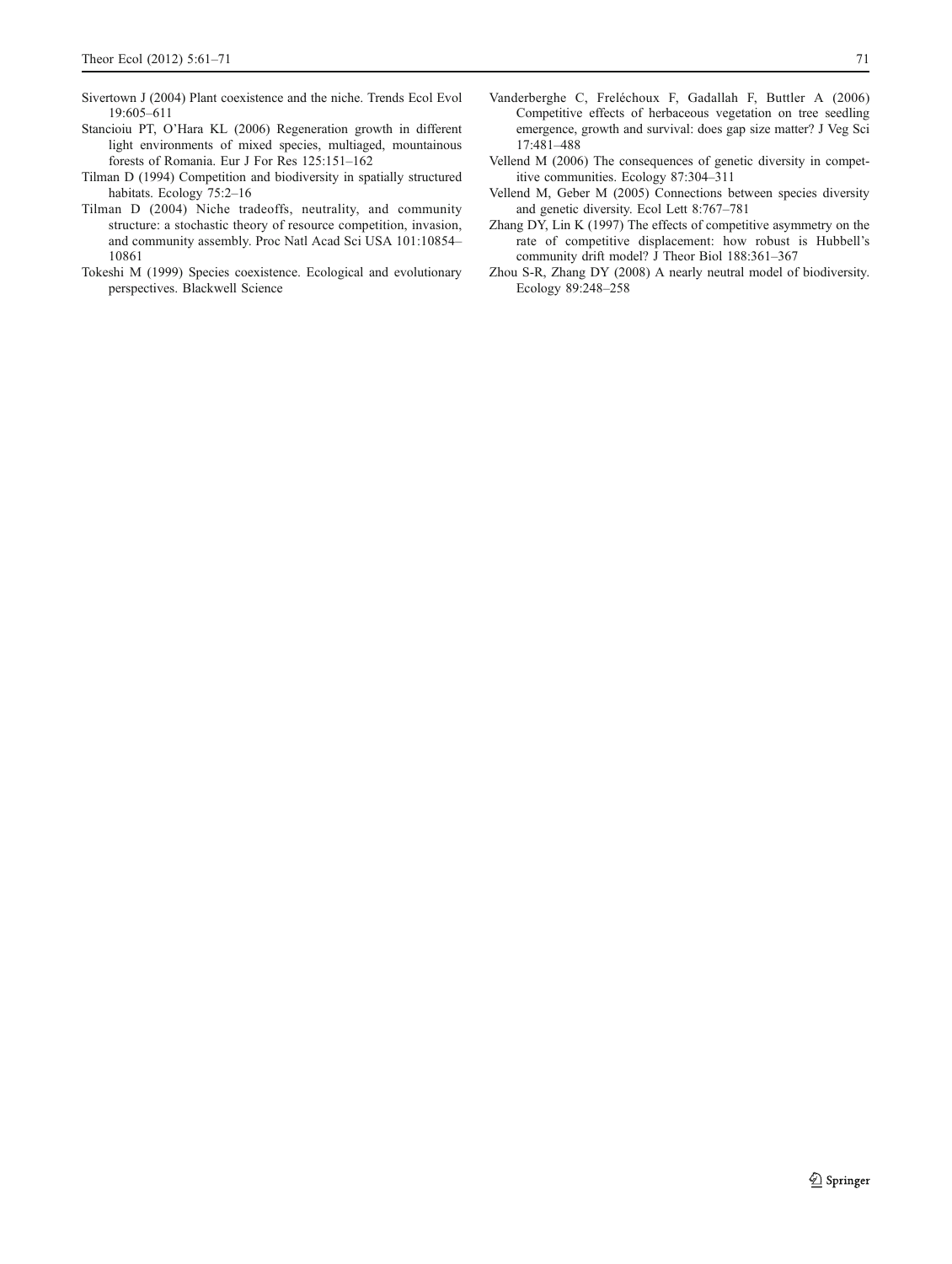Sivertown J (2004) Plant coexistence and the niche. Trends Ecol Evol 19:605–611

Stancioiu PT, O'Hara KL (2006) Regeneration growth in different light environments of mixed species, multiaged, mountainous forests of Romania. Eur J For Res 125:151–162

Tilman D (1994) Competition and biodiversity in spatially structured habitats. Ecology 75:2–16

Tilman D (2004) Niche tradeoffs, neutrality, and community structure: a stochastic theory of resource competition, invasion, and community assembly. Proc Natl Acad Sci USA 101:10854–10861

Tokeshi M (1999) Species coexistence. Ecological and evolutionary perspectives. Blackwell Science

Vanderberghe C, Freléchoux F, Gadallah F, Buttler A (2006) Competitive effects of herbaceous vegetation on tree seedling emergence, growth and survival: does gap size matter? J Veg Sci 17:481–488

Vellend M (2006) The consequences of genetic diversity in competitive communities. Ecology 87:304–311

Vellend M, Geber M (2005) Connections between species diversity and genetic diversity. Ecol Lett 8:767–781

Zhang DY, Lin K (1997) The effects of competitive asymmetry on the rate of competitive displacement: how robust is Hubbell's community drift model? J Theor Biol 188:361–367

Zhou S-R, Zhang DY (2008) A nearly neutral model of biodiversity. Ecology 89:248–258